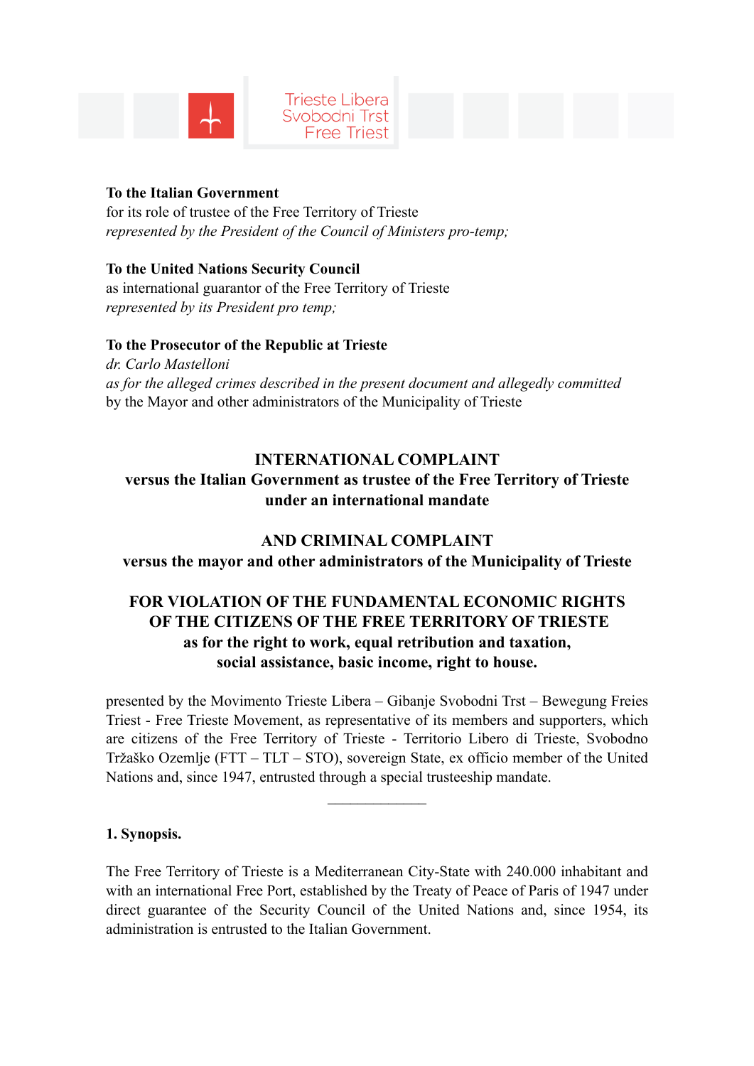Trieste Libera
Svobodni Trst
Free Triest

**To the Italian Government**
for its role of trustee of the Free Territory of Trieste
*represented by the President of the Council of Ministers pro-temp;*

**To the United Nations Security Council**
as international guarantor of the Free Territory of Trieste
*represented by its President pro temp;*

**To the Prosecutor of the Republic at Trieste**
*dr. Carlo Mastelloni*
*as for the alleged crimes described in the present document and allegedly committed*
by the Mayor and other administrators of the Municipality of Trieste

**INTERNATIONAL COMPLAINT**
**versus the Italian Government as trustee of the Free Territory of Trieste under an international mandate**

**AND CRIMINAL COMPLAINT**
**versus the mayor and other administrators of the Municipality of Trieste**

**FOR VIOLATION OF THE FUNDAMENTAL ECONOMIC RIGHTS OF THE CITIZENS OF THE FREE TERRITORY OF TRIESTE**
**as for the right to work, equal retribution and taxation, social assistance, basic income, right to house.**

presented by the Movimento Trieste Libera – Gibanje Svobodni Trst – Bewegung Freies Triest - Free Trieste Movement, as representative of its members and supporters, which are citizens of the Free Territory of Trieste - Territorio Libero di Trieste, Svobodno Tržaško Ozemlje (FTT – TLT – STO), sovereign State, ex officio member of the United Nations and, since 1947, entrusted through a special trusteeship mandate.

---

**1. Synopsis.**

The Free Territory of Trieste is a Mediterranean City-State with 240.000 inhabitant and with an international Free Port, established by the Treaty of Peace of Paris of 1947 under direct guarantee of the Security Council of the United Nations and, since 1954, its administration is entrusted to the Italian Government.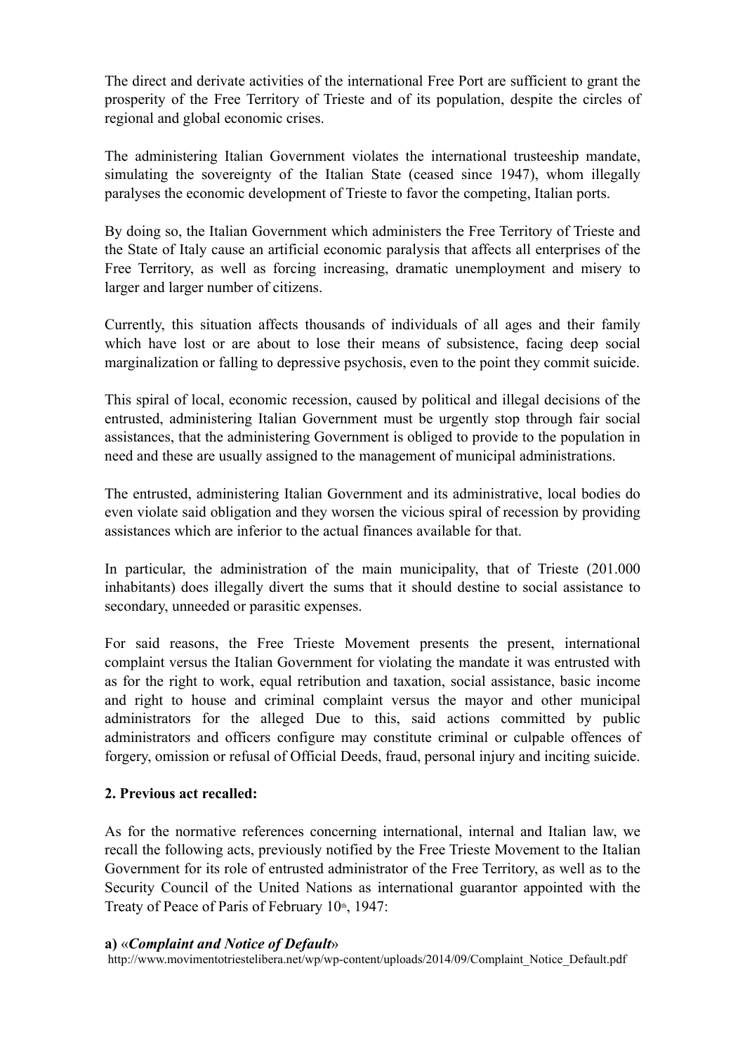The direct and derivate activities of the international Free Port are sufficient to grant the prosperity of the Free Territory of Trieste and of its population, despite the circles of regional and global economic crises.

The administering Italian Government violates the international trusteeship mandate, simulating the sovereignty of the Italian State (ceased since 1947), whom illegally paralyses the economic development of Trieste to favor the competing, Italian ports.

By doing so, the Italian Government which administers the Free Territory of Trieste and the State of Italy cause an artificial economic paralysis that affects all enterprises of the Free Territory, as well as forcing increasing, dramatic unemployment and misery to larger and larger number of citizens.

Currently, this situation affects thousands of individuals of all ages and their family which have lost or are about to lose their means of subsistence, facing deep social marginalization or falling to depressive psychosis, even to the point they commit suicide.

This spiral of local, economic recession, caused by political and illegal decisions of the entrusted, administering Italian Government must be urgently stop through fair social assistances, that the administering Government is obliged to provide to the population in need and these are usually assigned to the management of municipal administrations.

The entrusted, administering Italian Government and its administrative, local bodies do even violate said obligation and they worsen the vicious spiral of recession by providing assistances which are inferior to the actual finances available for that.

In particular, the administration of the main municipality, that of Trieste (201.000 inhabitants) does illegally divert the sums that it should destine to social assistance to secondary, unneeded or parasitic expenses.

For said reasons, the Free Trieste Movement presents the present, international complaint versus the Italian Government for violating the mandate it was entrusted with as for the right to work, equal retribution and taxation, social assistance, basic income and right to house and criminal complaint versus the mayor and other municipal administrators for the alleged Due to this, said actions committed by public administrators and officers configure may constitute criminal or culpable offences of forgery, omission or refusal of Official Deeds, fraud, personal injury and inciting suicide.

**2. Previous act recalled:**

As for the normative references concerning international, internal and Italian law, we recall the following acts, previously notified by the Free Trieste Movement to the Italian Government for its role of entrusted administrator of the Free Territory, as well as to the Security Council of the United Nations as international guarantor appointed with the Treaty of Peace of Paris of February 10th, 1947:

**a)** «***Complaint and Notice of Default***»
http://www.movimentotriestelibera.net/wp/wp-content/uploads/2014/09/Complaint_Notice_Default.pdf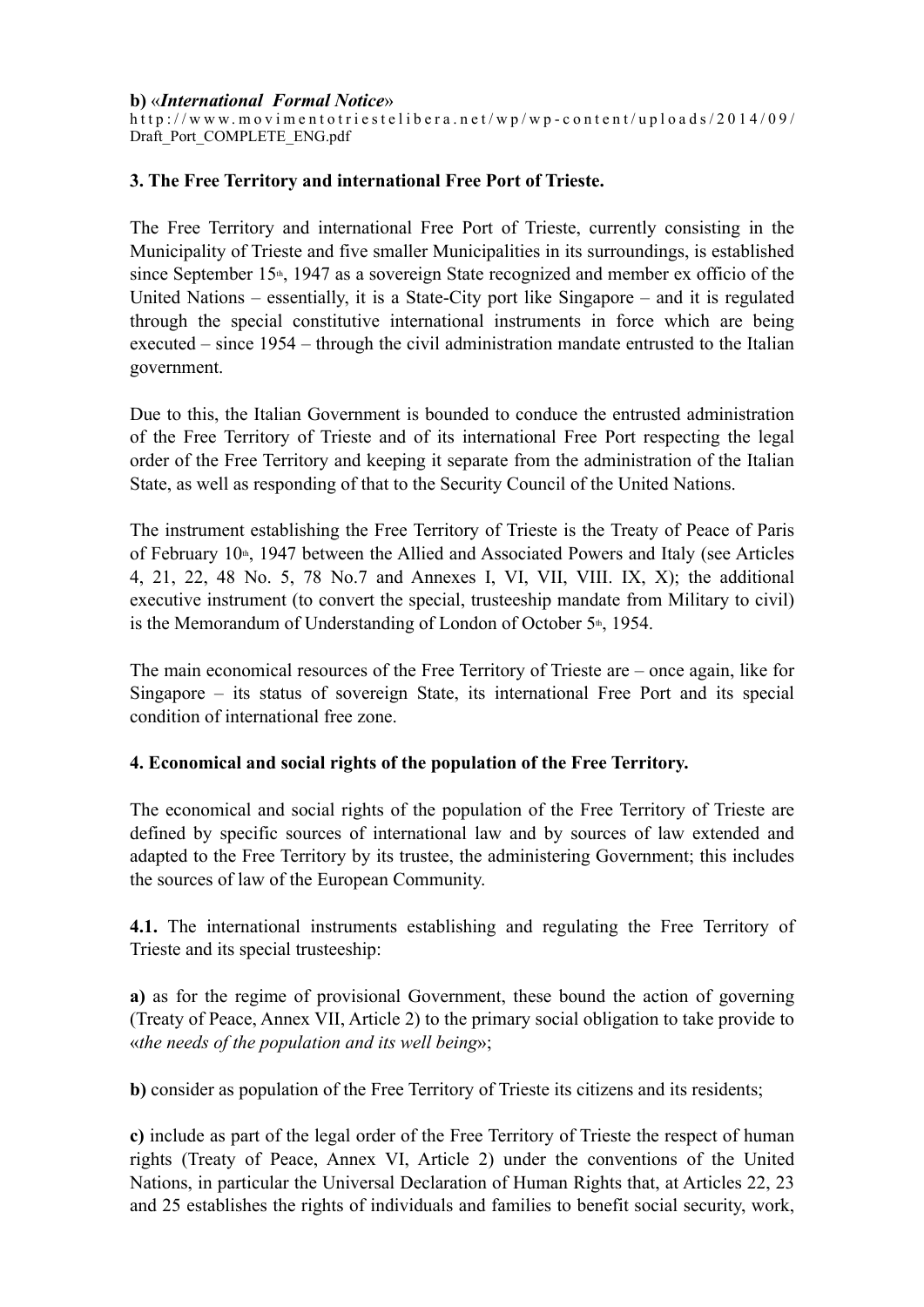**b)** «*International Formal Notice*»
http://www.movimentotriestelibera.net/wp/wp-content/uploads/2014/09/Draft_Port_COMPLETE_ENG.pdf

**3. The Free Territory and international Free Port of Trieste.**

The Free Territory and international Free Port of Trieste, currently consisting in the Municipality of Trieste and five smaller Municipalities in its surroundings, is established since September 15th, 1947 as a sovereign State recognized and member ex officio of the United Nations – essentially, it is a State-City port like Singapore – and it is regulated through the special constitutive international instruments in force which are being executed – since 1954 – through the civil administration mandate entrusted to the Italian government.

Due to this, the Italian Government is bounded to conduce the entrusted administration of the Free Territory of Trieste and of its international Free Port respecting the legal order of the Free Territory and keeping it separate from the administration of the Italian State, as well as responding of that to the Security Council of the United Nations.

The instrument establishing the Free Territory of Trieste is the Treaty of Peace of Paris of February 10th, 1947 between the Allied and Associated Powers and Italy (see Articles 4, 21, 22, 48 No. 5, 78 No.7 and Annexes I, VI, VII, VIII. IX, X); the additional executive instrument (to convert the special, trusteeship mandate from Military to civil) is the Memorandum of Understanding of London of October 5th, 1954.

The main economical resources of the Free Territory of Trieste are – once again, like for Singapore – its status of sovereign State, its international Free Port and its special condition of international free zone.

**4. Economical and social rights of the population of the Free Territory.**

The economical and social rights of the population of the Free Territory of Trieste are defined by specific sources of international law and by sources of law extended and adapted to the Free Territory by its trustee, the administering Government; this includes the sources of law of the European Community.

**4.1.** The international instruments establishing and regulating the Free Territory of Trieste and its special trusteeship:

**a)** as for the regime of provisional Government, these bound the action of governing (Treaty of Peace, Annex VII, Article 2) to the primary social obligation to take provide to «*the needs of the population and its well being*»;

**b)** consider as population of the Free Territory of Trieste its citizens and its residents;

**c)** include as part of the legal order of the Free Territory of Trieste the respect of human rights (Treaty of Peace, Annex VI, Article 2) under the conventions of the United Nations, in particular the Universal Declaration of Human Rights that, at Articles 22, 23 and 25 establishes the rights of individuals and families to benefit social security, work,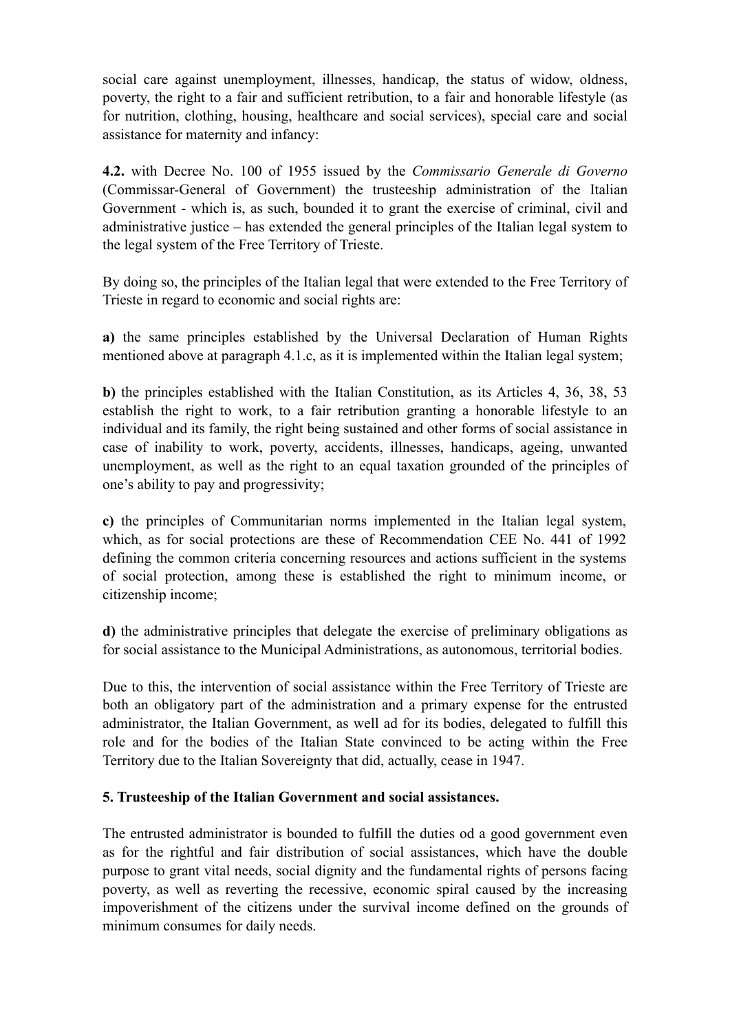social care against unemployment, illnesses, handicap, the status of widow, oldness, poverty, the right to a fair and sufficient retribution, to a fair and honorable lifestyle (as for nutrition, clothing, housing, healthcare and social services), special care and social assistance for maternity and infancy:

**4.2.** with Decree No. 100 of 1955 issued by the *Commissario Generale di Governo* (Commissar-General of Government) the trusteeship administration of the Italian Government - which is, as such, bounded it to grant the exercise of criminal, civil and administrative justice – has extended the general principles of the Italian legal system to the legal system of the Free Territory of Trieste.

By doing so, the principles of the Italian legal that were extended to the Free Territory of Trieste in regard to economic and social rights are:

**a)** the same principles established by the Universal Declaration of Human Rights mentioned above at paragraph 4.1.c, as it is implemented within the Italian legal system;

**b)** the principles established with the Italian Constitution, as its Articles 4, 36, 38, 53 establish the right to work, to a fair retribution granting a honorable lifestyle to an individual and its family, the right being sustained and other forms of social assistance in case of inability to work, poverty, accidents, illnesses, handicaps, ageing, unwanted unemployment, as well as the right to an equal taxation grounded of the principles of one's ability to pay and progressivity;

**c)** the principles of Communitarian norms implemented in the Italian legal system, which, as for social protections are these of Recommendation CEE No. 441 of 1992 defining the common criteria concerning resources and actions sufficient in the systems of social protection, among these is established the right to minimum income, or citizenship income;

**d)** the administrative principles that delegate the exercise of preliminary obligations as for social assistance to the Municipal Administrations, as autonomous, territorial bodies.

Due to this, the intervention of social assistance within the Free Territory of Trieste are both an obligatory part of the administration and a primary expense for the entrusted administrator, the Italian Government, as well ad for its bodies, delegated to fulfill this role and for the bodies of the Italian State convinced to be acting within the Free Territory due to the Italian Sovereignty that did, actually, cease in 1947.

**5. Trusteeship of the Italian Government and social assistances.**

The entrusted administrator is bounded to fulfill the duties od a good government even as for the rightful and fair distribution of social assistances, which have the double purpose to grant vital needs, social dignity and the fundamental rights of persons facing poverty, as well as reverting the recessive, economic spiral caused by the increasing impoverishment of the citizens under the survival income defined on the grounds of minimum consumes for daily needs.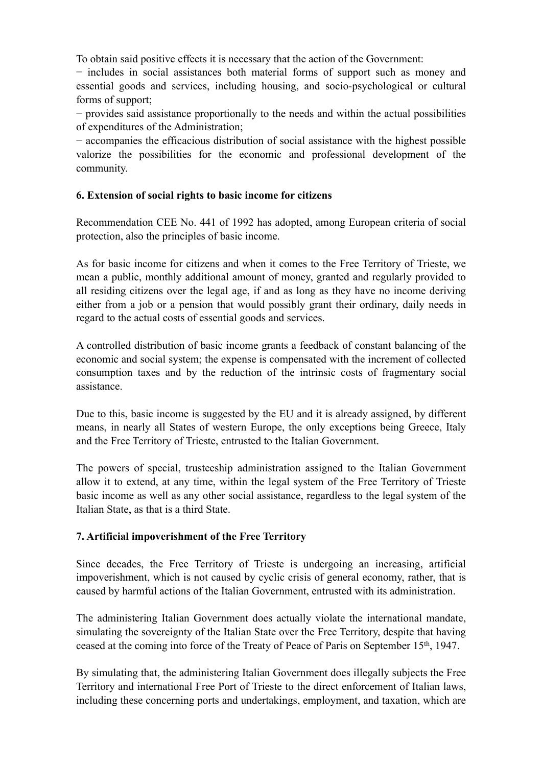To obtain said positive effects it is necessary that the action of the Government:

− includes in social assistances both material forms of support such as money and essential goods and services, including housing, and socio-psychological or cultural forms of support;

− provides said assistance proportionally to the needs and within the actual possibilities of expenditures of the Administration;

− accompanies the efficacious distribution of social assistance with the highest possible valorize the possibilities for the economic and professional development of the community.

**6. Extension of social rights to basic income for citizens**

Recommendation CEE No. 441 of 1992 has adopted, among European criteria of social protection, also the principles of basic income.

As for basic income for citizens and when it comes to the Free Territory of Trieste, we mean a public, monthly additional amount of money, granted and regularly provided to all residing citizens over the legal age, if and as long as they have no income deriving either from a job or a pension that would possibly grant their ordinary, daily needs in regard to the actual costs of essential goods and services.

A controlled distribution of basic income grants a feedback of constant balancing of the economic and social system; the expense is compensated with the increment of collected consumption taxes and by the reduction of the intrinsic costs of fragmentary social assistance.

Due to this, basic income is suggested by the EU and it is already assigned, by different means, in nearly all States of western Europe, the only exceptions being Greece, Italy and the Free Territory of Trieste, entrusted to the Italian Government.

The powers of special, trusteeship administration assigned to the Italian Government allow it to extend, at any time, within the legal system of the Free Territory of Trieste basic income as well as any other social assistance, regardless to the legal system of the Italian State, as that is a third State.

**7. Artificial impoverishment of the Free Territory**

Since decades, the Free Territory of Trieste is undergoing an increasing, artificial impoverishment, which is not caused by cyclic crisis of general economy, rather, that is caused by harmful actions of the Italian Government, entrusted with its administration.

The administering Italian Government does actually violate the international mandate, simulating the sovereignty of the Italian State over the Free Territory, despite that having ceased at the coming into force of the Treaty of Peace of Paris on September 15th, 1947.

By simulating that, the administering Italian Government does illegally subjects the Free Territory and international Free Port of Trieste to the direct enforcement of Italian laws, including these concerning ports and undertakings, employment, and taxation, which are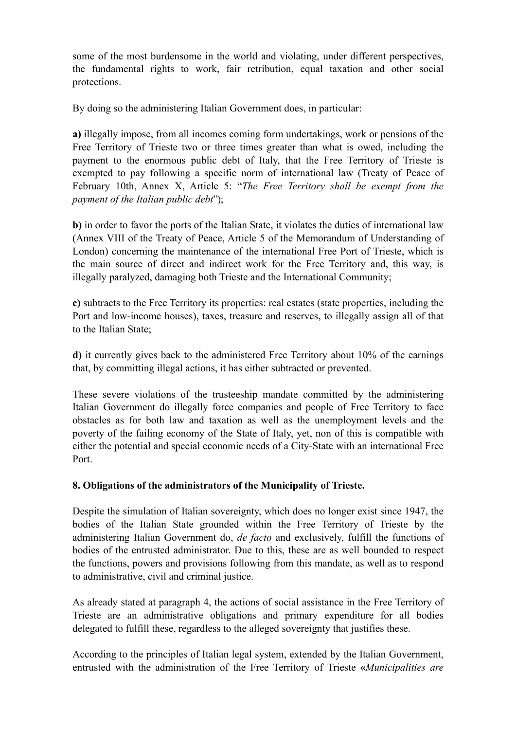some of the most burdensome in the world and violating, under different perspectives, the fundamental rights to work, fair retribution, equal taxation and other social protections.

By doing so the administering Italian Government does, in particular:

**a)** illegally impose, from all incomes coming form undertakings, work or pensions of the Free Territory of Trieste two or three times greater than what is owed, including the payment to the enormous public debt of Italy, that the Free Territory of Trieste is exempted to pay following a specific norm of international law (Treaty of Peace of February 10th, Annex X, Article 5: "*The Free Territory shall be exempt from the payment of the Italian public debt*");

**b)** in order to favor the ports of the Italian State, it violates the duties of international law (Annex VIII of the Treaty of Peace, Article 5 of the Memorandum of Understanding of London) concerning the maintenance of the international Free Port of Trieste, which is the main source of direct and indirect work for the Free Territory and, this way, is illegally paralyzed, damaging both Trieste and the International Community;

**c)** subtracts to the Free Territory its properties: real estates (state properties, including the Port and low-income houses), taxes, treasure and reserves, to illegally assign all of that to the Italian State;

**d)** it currently gives back to the administered Free Territory about 10% of the earnings that, by committing illegal actions, it has either subtracted or prevented.

These severe violations of the trusteeship mandate committed by the administering Italian Government do illegally force companies and people of Free Territory to face obstacles as for both law and taxation as well as the unemployment levels and the poverty of the failing economy of the State of Italy, yet, non of this is compatible with either the potential and special economic needs of a City-State with an international Free Port.

### 8. Obligations of the administrators of the Municipality of Trieste.

Despite the simulation of Italian sovereignty, which does no longer exist since 1947, the bodies of the Italian State grounded within the Free Territory of Trieste by the administering Italian Government do, *de facto* and exclusively, fulfill the functions of bodies of the entrusted administrator. Due to this, these are as well bounded to respect the functions, powers and provisions following from this mandate, as well as to respond to administrative, civil and criminal justice.

As already stated at paragraph 4, the actions of social assistance in the Free Territory of Trieste are an administrative obligations and primary expenditure for all bodies delegated to fulfill these, regardless to the alleged sovereignty that justifies these.

According to the principles of Italian legal system, extended by the Italian Government, entrusted with the administration of the Free Territory of Trieste «*Municipalities are*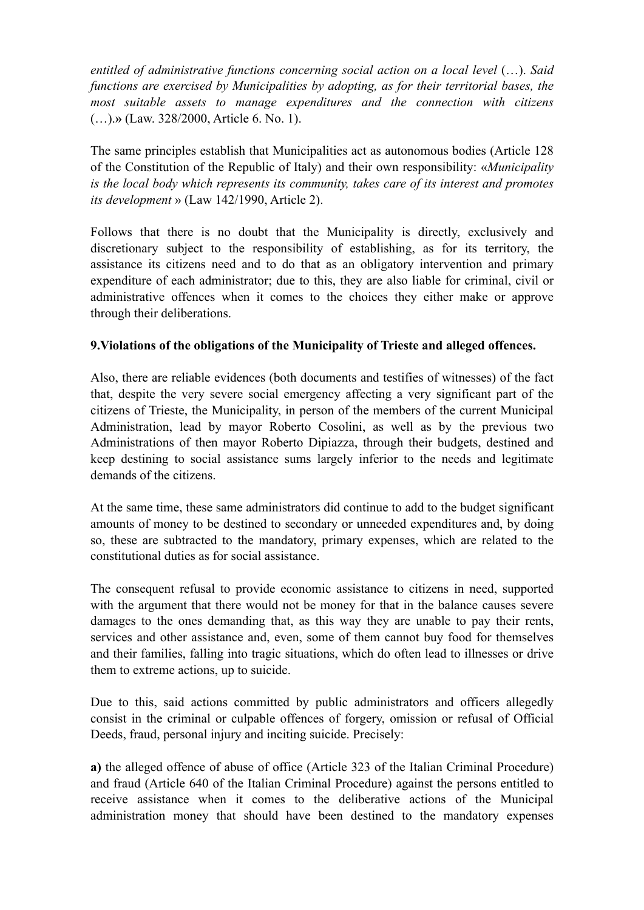*entitled of administrative functions concerning social action on a local level* (…). *Said functions are exercised by Municipalities by adopting, as for their territorial bases, the most suitable assets to manage expenditures and the connection with citizens* (…).**»** (Law. 328/2000, Article 6. No. 1).

The same principles establish that Municipalities act as autonomous bodies (Article 128 of the Constitution of the Republic of Italy) and their own responsibility: «*Municipality is the local body which represents its community, takes care of its interest and promotes its development* » (Law 142/1990, Article 2).

Follows that there is no doubt that the Municipality is directly, exclusively and discretionary subject to the responsibility of establishing, as for its territory, the assistance its citizens need and to do that as an obligatory intervention and primary expenditure of each administrator; due to this, they are also liable for criminal, civil or administrative offences when it comes to the choices they either make or approve through their deliberations.

**9.Violations of the obligations of the Municipality of Trieste and alleged offences.**

Also, there are reliable evidences (both documents and testifies of witnesses) of the fact that, despite the very severe social emergency affecting a very significant part of the citizens of Trieste, the Municipality, in person of the members of the current Municipal Administration, lead by mayor Roberto Cosolini, as well as by the previous two Administrations of then mayor Roberto Dipiazza, through their budgets, destined and keep destining to social assistance sums largely inferior to the needs and legitimate demands of the citizens.

At the same time, these same administrators did continue to add to the budget significant amounts of money to be destined to secondary or unneeded expenditures and, by doing so, these are subtracted to the mandatory, primary expenses, which are related to the constitutional duties as for social assistance.

The consequent refusal to provide economic assistance to citizens in need, supported with the argument that there would not be money for that in the balance causes severe damages to the ones demanding that, as this way they are unable to pay their rents, services and other assistance and, even, some of them cannot buy food for themselves and their families, falling into tragic situations, which do often lead to illnesses or drive them to extreme actions, up to suicide.

Due to this, said actions committed by public administrators and officers allegedly consist in the criminal or culpable offences of forgery, omission or refusal of Official Deeds, fraud, personal injury and inciting suicide. Precisely:

**a)** the alleged offence of abuse of office (Article 323 of the Italian Criminal Procedure) and fraud (Article 640 of the Italian Criminal Procedure) against the persons entitled to receive assistance when it comes to the deliberative actions of the Municipal administration money that should have been destined to the mandatory expenses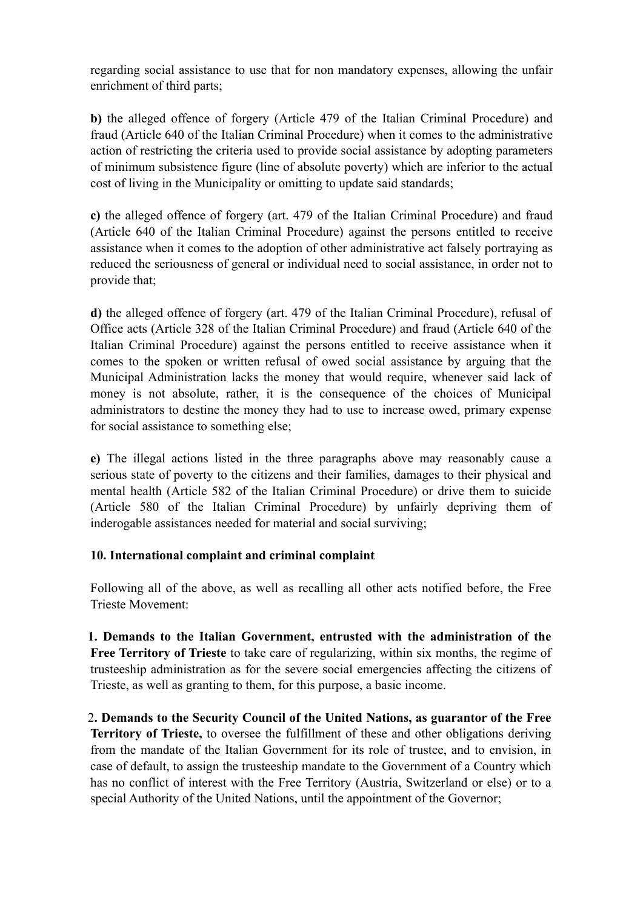regarding social assistance to use that for non mandatory expenses, allowing the unfair enrichment of third parts;

**b)** the alleged offence of forgery (Article 479 of the Italian Criminal Procedure) and fraud (Article 640 of the Italian Criminal Procedure) when it comes to the administrative action of restricting the criteria used to provide social assistance by adopting parameters of minimum subsistence figure (line of absolute poverty) which are inferior to the actual cost of living in the Municipality or omitting to update said standards;

**c)** the alleged offence of forgery (art. 479 of the Italian Criminal Procedure) and fraud (Article 640 of the Italian Criminal Procedure) against the persons entitled to receive assistance when it comes to the adoption of other administrative act falsely portraying as reduced the seriousness of general or individual need to social assistance, in order not to provide that;

**d)** the alleged offence of forgery (art. 479 of the Italian Criminal Procedure), refusal of Office acts (Article 328 of the Italian Criminal Procedure) and fraud (Article 640 of the Italian Criminal Procedure) against the persons entitled to receive assistance when it comes to the spoken or written refusal of owed social assistance by arguing that the Municipal Administration lacks the money that would require, whenever said lack of money is not absolute, rather, it is the consequence of the choices of Municipal administrators to destine the money they had to use to increase owed, primary expense for social assistance to something else;

**e)** The illegal actions listed in the three paragraphs above may reasonably cause a serious state of poverty to the citizens and their families, damages to their physical and mental health (Article 582 of the Italian Criminal Procedure) or drive them to suicide (Article 580 of the Italian Criminal Procedure) by unfairly depriving them of inderogable assistances needed for material and social surviving;

### 10. International complaint and criminal complaint

Following all of the above, as well as recalling all other acts notified before, the Free Trieste Movement:

1. **Demands to the Italian Government, entrusted with the administration of the Free Territory of Trieste** to take care of regularizing, within six months, the regime of trusteeship administration as for the severe social emergencies affecting the citizens of Trieste, as well as granting to them, for this purpose, a basic income.

2. **Demands to the Security Council of the United Nations, as guarantor of the Free Territory of Trieste,** to oversee the fulfillment of these and other obligations deriving from the mandate of the Italian Government for its role of trustee, and to envision, in case of default, to assign the trusteeship mandate to the Government of a Country which has no conflict of interest with the Free Territory (Austria, Switzerland or else) or to a special Authority of the United Nations, until the appointment of the Governor;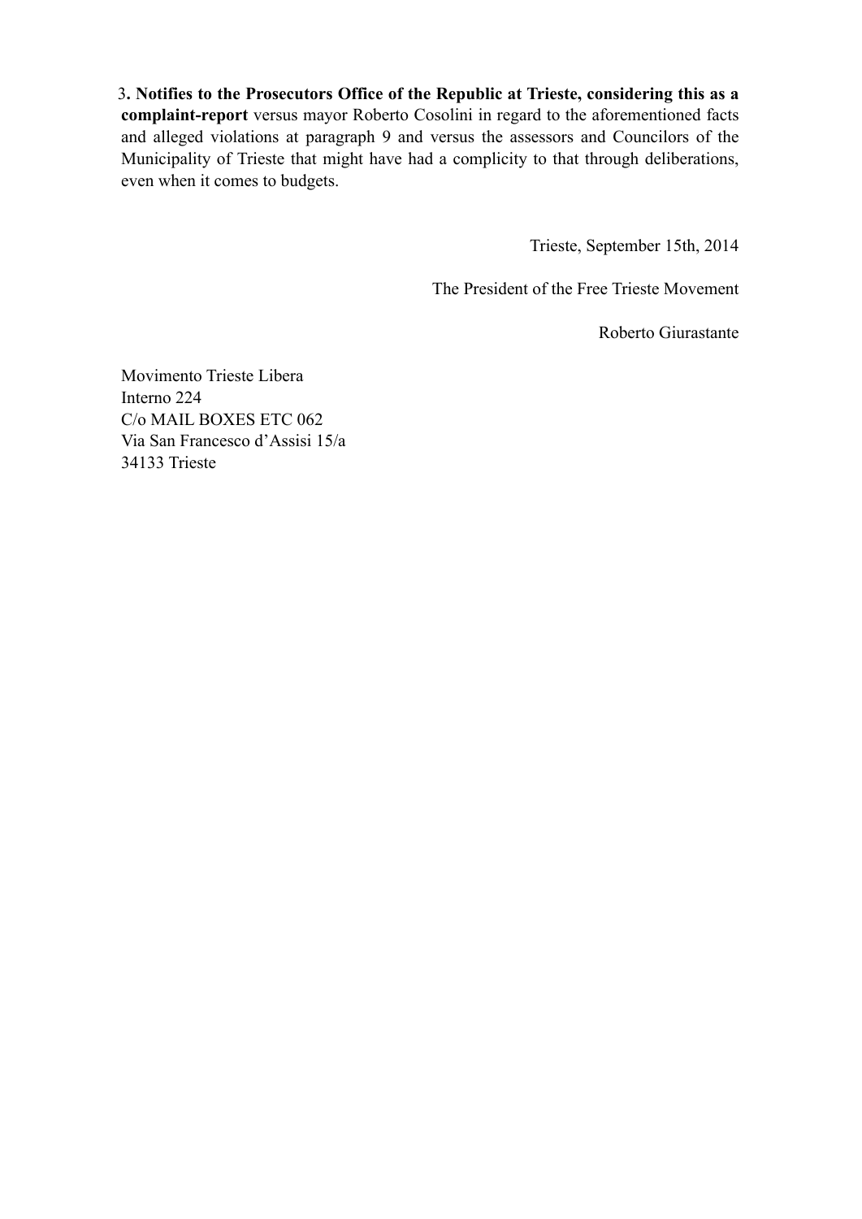3**. Notifies to the Prosecutors Office of the Republic at Trieste, considering this as a complaint-report** versus mayor Roberto Cosolini in regard to the aforementioned facts and alleged violations at paragraph 9 and versus the assessors and Councilors of the Municipality of Trieste that might have had a complicity to that through deliberations, even when it comes to budgets.

Trieste, September 15th, 2014

The President of the Free Trieste Movement

Roberto Giurastante

Movimento Trieste Libera
Interno 224
C/o MAIL BOXES ETC 062
Via San Francesco d'Assisi 15/a
34133 Trieste